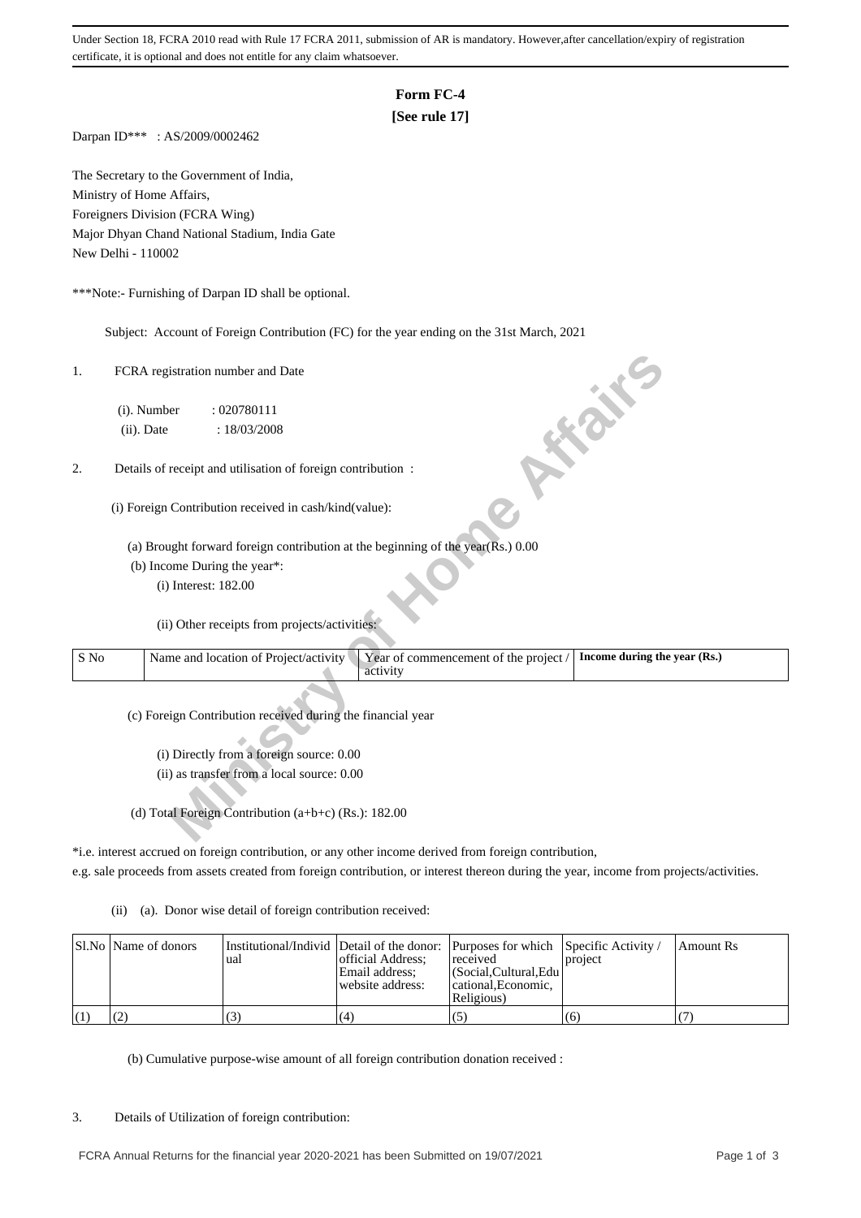Under Section 18, FCRA 2010 read with Rule 17 FCRA 2011, submission of AR is mandatory. However,after cancellation/expiry of registration certificate, it is optional and does not entitle for any claim whatsoever.

# Form FC-4

**[See rule 17]**

Darpan ID*** : AS/2009/0002462

The Secretary to the Government of India,
Ministry of Home Affairs,
Foreigners Division (FCRA Wing)
Major Dhyan Chand National Stadium, India Gate
New Delhi - 110002

***Note:- Furnishing of Darpan ID shall be optional.

Subject: Account of Foreign Contribution (FC) for the year ending on the 31st March, 2021

1. FCRA registration number and Date

   (i). Number : 020780111

   (ii). Date : 18/03/2008

2. Details of receipt and utilisation of foreign contribution :

   (i) Foreign Contribution received in cash/kind(value):

   (a) Brought forward foreign contribution at the beginning of the year(Rs.) 0.00

   (b) Income During the year*:

   (i) Interest: 182.00

   (ii) Other receipts from projects/activities:

| S No | Name and location of Project/activity | Year of commencement of the project / activity | **Income during the year (Rs.)** |
|---|---|---|---|

   (c) Foreign Contribution received during the financial year

   (i) Directly from a foreign source: 0.00

   (ii) as transfer from a local source: 0.00

   (d) Total Foreign Contribution (a+b+c) (Rs.): 182.00

*i.e. interest accrued on foreign contribution, or any other income derived from foreign contribution, e.g. sale proceeds from assets created from foreign contribution, or interest thereon during the year, income from projects/activities.

(ii) (a). Donor wise detail of foreign contribution received:

| Sl.No | Name of donors | Institutional/Individual | Detail of the donor: official Address; Email address; website address: | Purposes for which received (Social,Cultural,Educational,Economic, Religious) | Specific Activity / project | Amount Rs |
|---|---|---|---|---|---|---|
| (1) | (2) | (3) | (4) | (5) | (6) | (7) |

(b) Cumulative purpose-wise amount of all foreign contribution donation received :

3. Details of Utilization of foreign contribution:

FCRA Annual Returns for the financial year 2020-2021 has been Submitted on 19/07/2021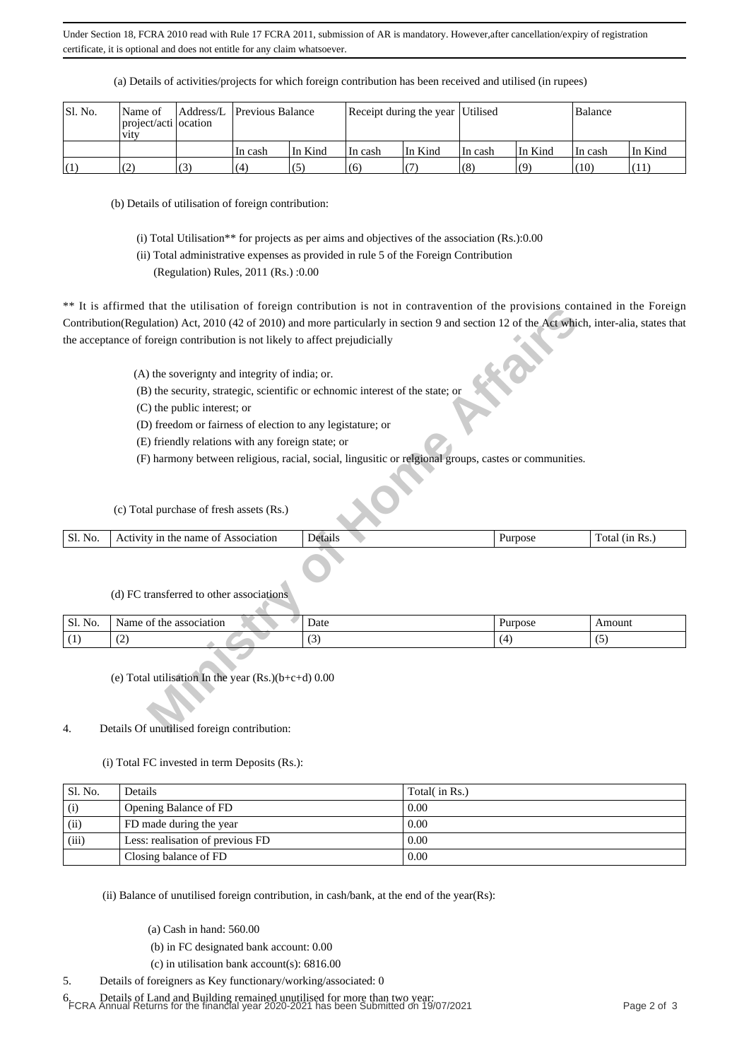Under Section 18, FCRA 2010 read with Rule 17 FCRA 2011, submission of AR is mandatory. However,after cancellation/expiry of registration certificate, it is optional and does not entitle for any claim whatsoever.

(a) Details of activities/projects for which foreign contribution has been received and utilised (in rupees)

| Sl. No. | Name of project/activity | Address/Location | Previous Balance | | Receipt during the year | | Utilised | | Balance | |
|---|---|---|---|---|---|---|---|---|---|---|
| | | | In cash | In Kind | In cash | In Kind | In cash | In Kind | In cash | In Kind |
| (1) | (2) | (3) | (4) | (5) | (6) | (7) | (8) | (9) | (10) | (11) |

(b) Details of utilisation of foreign contribution:

(i) Total Utilisation** for projects as per aims and objectives of the association (Rs.):0.00

(ii) Total administrative expenses as provided in rule 5 of the Foreign Contribution (Regulation) Rules, 2011 (Rs.) :0.00

** It is affirmed that the utilisation of foreign contribution is not in contravention of the provisions contained in the Foreign Contribution(Regulation) Act, 2010 (42 of 2010) and more particularly in section 9 and section 12 of the Act which, inter-alia, states that the acceptance of foreign contribution is not likely to affect prejudicially

(A) the soverignty and integrity of india; or.

(B) the security, strategic, scientific or echnomic interest of the state; or

(C) the public interest; or

(D) freedom or fairness of election to any legistature; or

(E) friendly relations with any foreign state; or

(F) harmony between religious, racial, social, lingusitic or relgional groups, castes or communities.

(c) Total purchase of fresh assets (Rs.)

| Sl. No. | Activity in the name of Association | Details | Purpose | Total (in Rs.) |
|---|---|---|---|---|

(d) FC transferred to other associations

| Sl. No. | Name of the association | Date | Purpose | Amount |
|---|---|---|---|---|
| (1) | (2) | (3) | (4) | (5) |

(e) Total utilisation In the year (Rs.)(b+c+d) 0.00

4. Details Of unutilised foreign contribution:

(i) Total FC invested in term Deposits (Rs.):

| Sl. No. | Details | Total( in Rs.) |
|---|---|---|
| (i) | Opening Balance of FD | 0.00 |
| (ii) | FD made during the year | 0.00 |
| (iii) | Less: realisation of previous FD | 0.00 |
| | Closing balance of FD | 0.00 |

(ii) Balance of unutilised foreign contribution, in cash/bank, at the end of the year(Rs):

(a) Cash in hand: 560.00

(b) in FC designated bank account: 0.00

(c) in utilisation bank account(s): 6816.00

5. Details of foreigners as Key functionary/working/associated: 0

6. Details of Land and Building remained unutilised for more than two year:

FCRA Annual Returns for the financial year 2020-2021 has been Submitted on 19/07/2021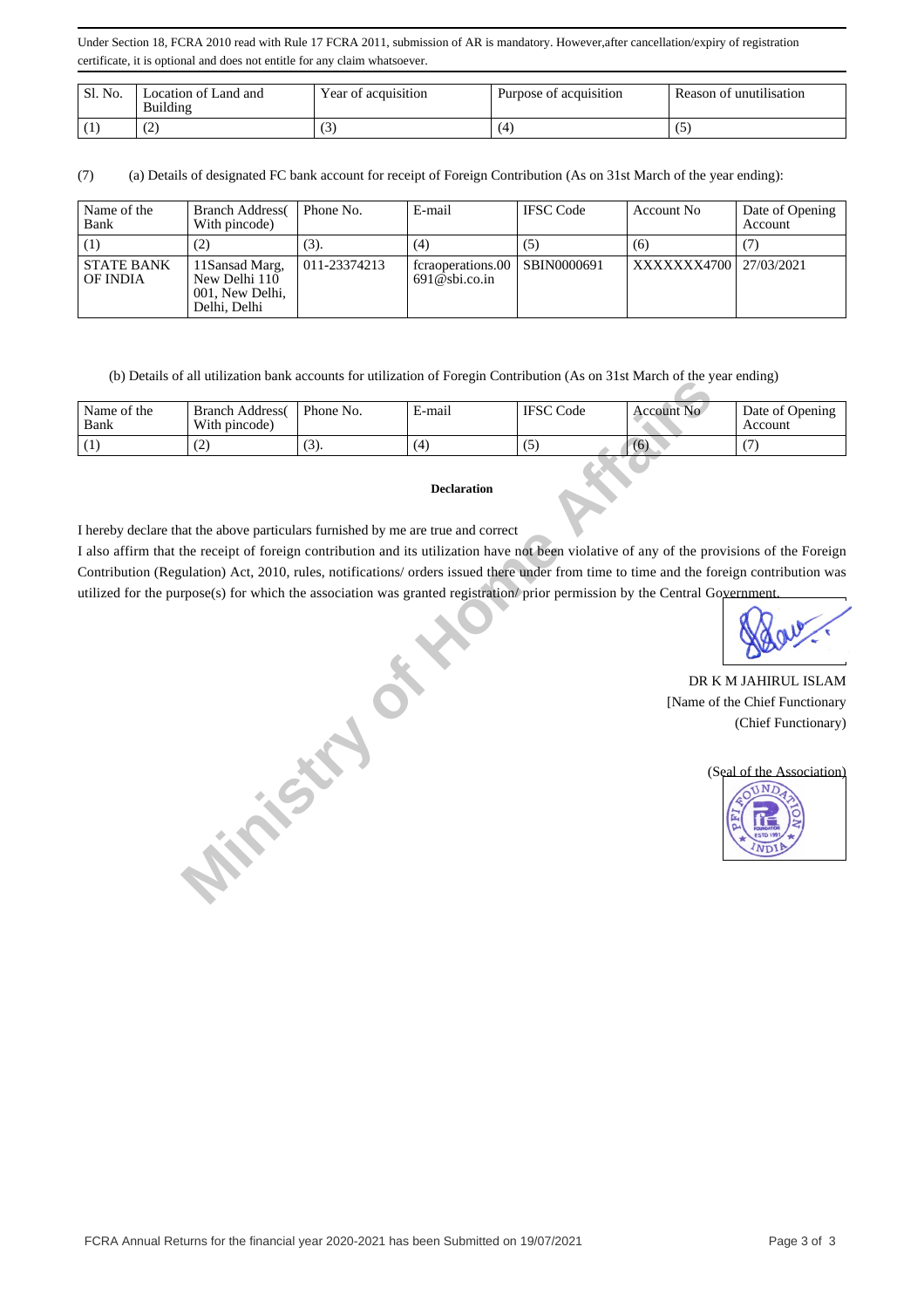Under Section 18, FCRA 2010 read with Rule 17 FCRA 2011, submission of AR is mandatory. However,after cancellation/expiry of registration certificate, it is optional and does not entitle for any claim whatsoever.

| Sl. No. | Location of Land and Building | Year of acquisition | Purpose of acquisition | Reason of unutilisation |
|---|---|---|---|---|
| (1) | (2) | (3) | (4) | (5) |

(7) (a) Details of designated FC bank account for receipt of Foreign Contribution (As on 31st March of the year ending):

| Name of the Bank | Branch Address( With pincode) | Phone No. | E-mail | IFSC Code | Account No | Date of Opening Account |
|---|---|---|---|---|---|---|
| (1) | (2) | (3). | (4) | (5) | (6) | (7) |
| STATE BANK OF INDIA | 11Sansad Marg, New Delhi 110 001, New Delhi, Delhi, Delhi | 011-23374213 | fcraoperations.00691@sbi.co.in | SBIN0000691 | XXXXXXX4700 | 27/03/2021 |

(b) Details of all utilization bank accounts for utilization of Foregin Contribution (As on 31st March of the year ending)

| Name of the Bank | Branch Address( With pincode) | Phone No. | E-mail | IFSC Code | Account No | Date of Opening Account |
|---|---|---|---|---|---|---|
| (1) | (2) | (3). | (4) | (5) | (6) | (7) |

**Declaration**

I hereby declare that the above particulars furnished by me are true and correct

I also affirm that the receipt of foreign contribution and its utilization have not been violative of any of the provisions of the Foreign Contribution (Regulation) Act, 2010, rules, notifications/ orders issued there under from time to time and the foreign contribution was utilized for the purpose(s) for which the association was granted registration/ prior permission by the Central Government.

DR K M JAHIRUL ISLAM
[Name of the Chief Functionary
(Chief Functionary)

(Seal of the Association)

FCRA Annual Returns for the financial year 2020-2021 has been Submitted on 19/07/2021